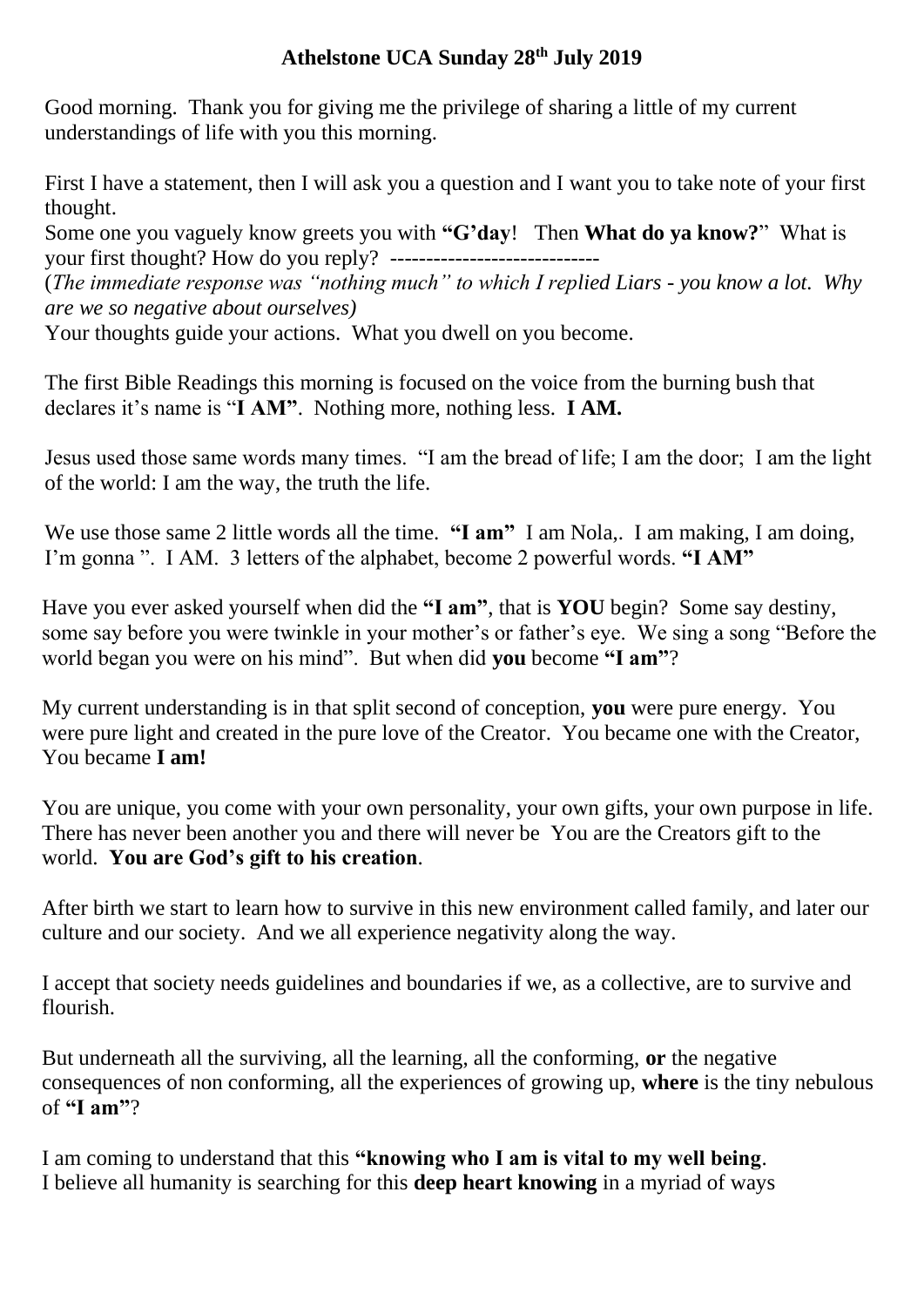# Athelstone UCA Sunday 28th July 2019

Good morning. Thank you for giving me the privilege of sharing a little of my current understandings of life with you this morning.

First I have a statement, then I will ask you a question and I want you to take note of your first thought.
Some one you vaguely know greets you with **"G'day**! Then **What do ya know?**" What is your first thought? How do you reply? -----------------------------
(*The immediate response was "nothing much" to which I replied Liars - you know a lot. Why are we so negative about ourselves)*
Your thoughts guide your actions. What you dwell on you become.

The first Bible Readings this morning is focused on the voice from the burning bush that declares it's name is "**I AM"**. Nothing more, nothing less. **I AM.**

Jesus used those same words many times. "I am the bread of life; I am the door; I am the light of the world: I am the way, the truth the life.

We use those same 2 little words all the time. **"I am"** I am Nola,. I am making, I am doing, I'm gonna ". I AM. 3 letters of the alphabet, become 2 powerful words. **"I AM"**

Have you ever asked yourself when did the **"I am"**, that is **YOU** begin? Some say destiny, some say before you were twinkle in your mother's or father's eye. We sing a song "Before the world began you were on his mind". But when did **you** become **"I am"**?

My current understanding is in that split second of conception, **you** were pure energy. You were pure light and created in the pure love of the Creator. You became one with the Creator, You became **I am!**

You are unique, you come with your own personality, your own gifts, your own purpose in life. There has never been another you and there will never be You are the Creators gift to the world. **You are God's gift to his creation**.

After birth we start to learn how to survive in this new environment called family, and later our culture and our society. And we all experience negativity along the way.

I accept that society needs guidelines and boundaries if we, as a collective, are to survive and flourish.

But underneath all the surviving, all the learning, all the conforming, **or** the negative consequences of non conforming, all the experiences of growing up, **where** is the tiny nebulous of **"I am"**?

I am coming to understand that this **"knowing who I am is vital to my well being**.
I believe all humanity is searching for this **deep heart knowing** in a myriad of ways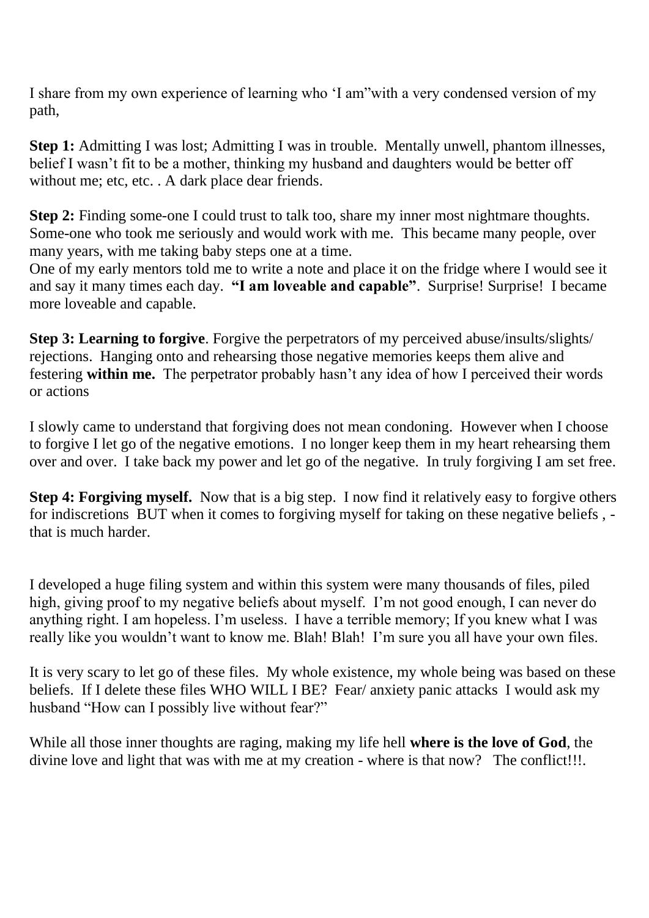I share from my own experience of learning who 'I am"with a very condensed version of my path,

**Step 1:** Admitting I was lost; Admitting I was in trouble. Mentally unwell, phantom illnesses, belief I wasn't fit to be a mother, thinking my husband and daughters would be better off without me; etc, etc. . A dark place dear friends.

**Step 2:** Finding some-one I could trust to talk too, share my inner most nightmare thoughts. Some-one who took me seriously and would work with me. This became many people, over many years, with me taking baby steps one at a time.
One of my early mentors told me to write a note and place it on the fridge where I would see it and say it many times each day. **"I am loveable and capable"**. Surprise! Surprise! I became more loveable and capable.

**Step 3: Learning to forgive**. Forgive the perpetrators of my perceived abuse/insults/slights/ rejections. Hanging onto and rehearsing those negative memories keeps them alive and festering **within me.** The perpetrator probably hasn't any idea of how I perceived their words or actions

I slowly came to understand that forgiving does not mean condoning. However when I choose to forgive I let go of the negative emotions. I no longer keep them in my heart rehearsing them over and over. I take back my power and let go of the negative. In truly forgiving I am set free.

**Step 4: Forgiving myself.** Now that is a big step. I now find it relatively easy to forgive others for indiscretions BUT when it comes to forgiving myself for taking on these negative beliefs , - that is much harder.

I developed a huge filing system and within this system were many thousands of files, piled high, giving proof to my negative beliefs about myself. I'm not good enough, I can never do anything right. I am hopeless. I'm useless. I have a terrible memory; If you knew what I was really like you wouldn't want to know me. Blah! Blah! I'm sure you all have your own files.

It is very scary to let go of these files. My whole existence, my whole being was based on these beliefs. If I delete these files WHO WILL I BE? Fear/ anxiety panic attacks I would ask my husband "How can I possibly live without fear?"

While all those inner thoughts are raging, making my life hell **where is the love of God**, the divine love and light that was with me at my creation - where is that now? The conflict!!!.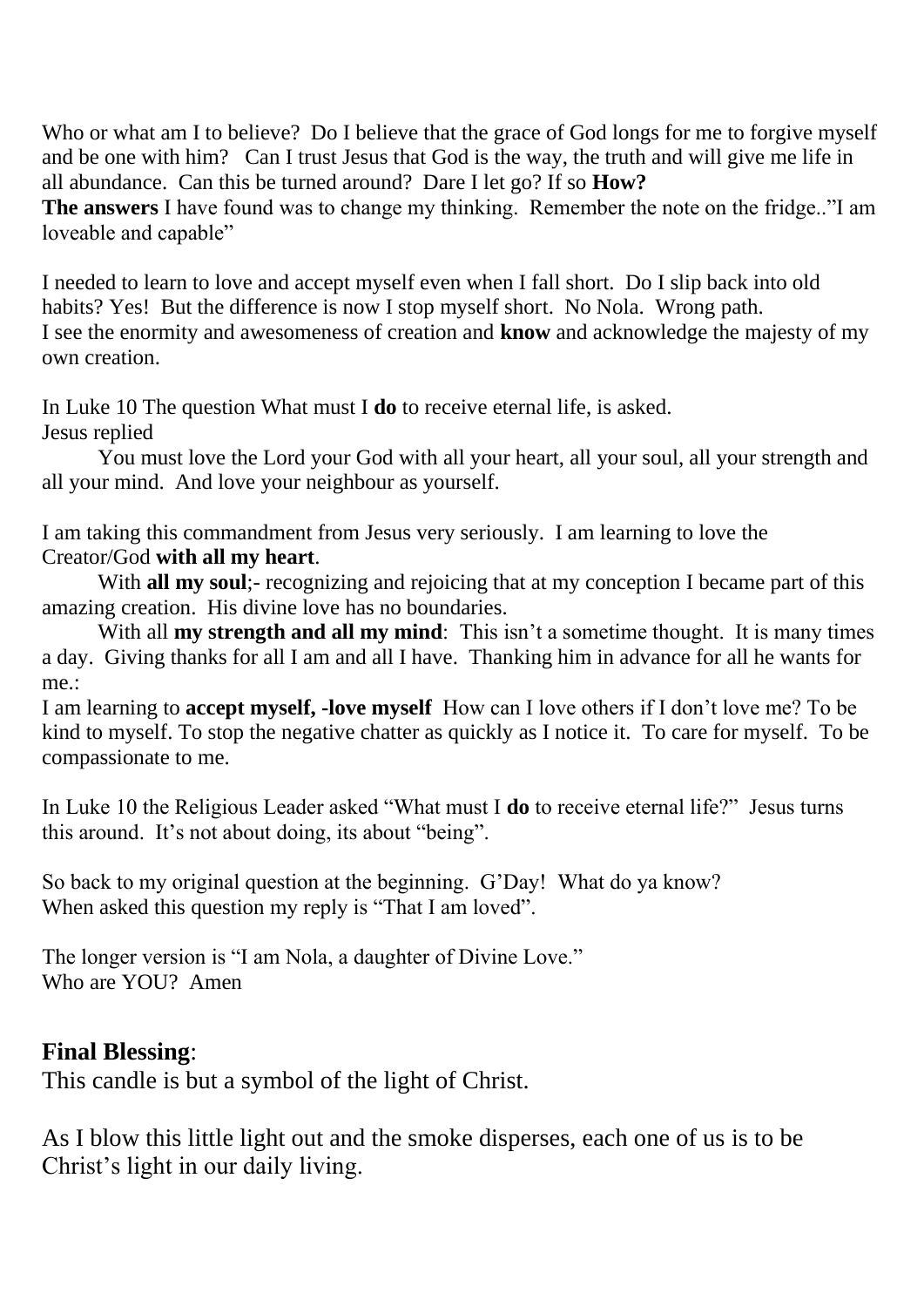Who or what am I to believe? Do I believe that the grace of God longs for me to forgive myself and be one with him? Can I trust Jesus that God is the way, the truth and will give me life in all abundance. Can this be turned around? Dare I let go? If so **How?**
**The answers** I have found was to change my thinking. Remember the note on the fridge.."I am loveable and capable"

I needed to learn to love and accept myself even when I fall short. Do I slip back into old habits? Yes! But the difference is now I stop myself short. No Nola. Wrong path.
I see the enormity and awesomeness of creation and **know** and acknowledge the majesty of my own creation.

In Luke 10 The question What must I **do** to receive eternal life, is asked.
Jesus replied

You must love the Lord your God with all your heart, all your soul, all your strength and all your mind. And love your neighbour as yourself.

I am taking this commandment from Jesus very seriously. I am learning to love the Creator/God **with all my heart**.

With **all my soul**;- recognizing and rejoicing that at my conception I became part of this amazing creation. His divine love has no boundaries.

With all **my strength and all my mind**: This isn't a sometime thought. It is many times a day. Giving thanks for all I am and all I have. Thanking him in advance for all he wants for me.:

I am learning to **accept myself, -love myself** How can I love others if I don't love me? To be kind to myself. To stop the negative chatter as quickly as I notice it. To care for myself. To be compassionate to me.

In Luke 10 the Religious Leader asked "What must I **do** to receive eternal life?" Jesus turns this around. It's not about doing, its about "being".

So back to my original question at the beginning. G'Day! What do ya know?
When asked this question my reply is "That I am loved".

The longer version is "I am Nola, a daughter of Divine Love."
Who are YOU? Amen

## **Final Blessing**:

This candle is but a symbol of the light of Christ.

As I blow this little light out and the smoke disperses, each one of us is to be Christ's light in our daily living.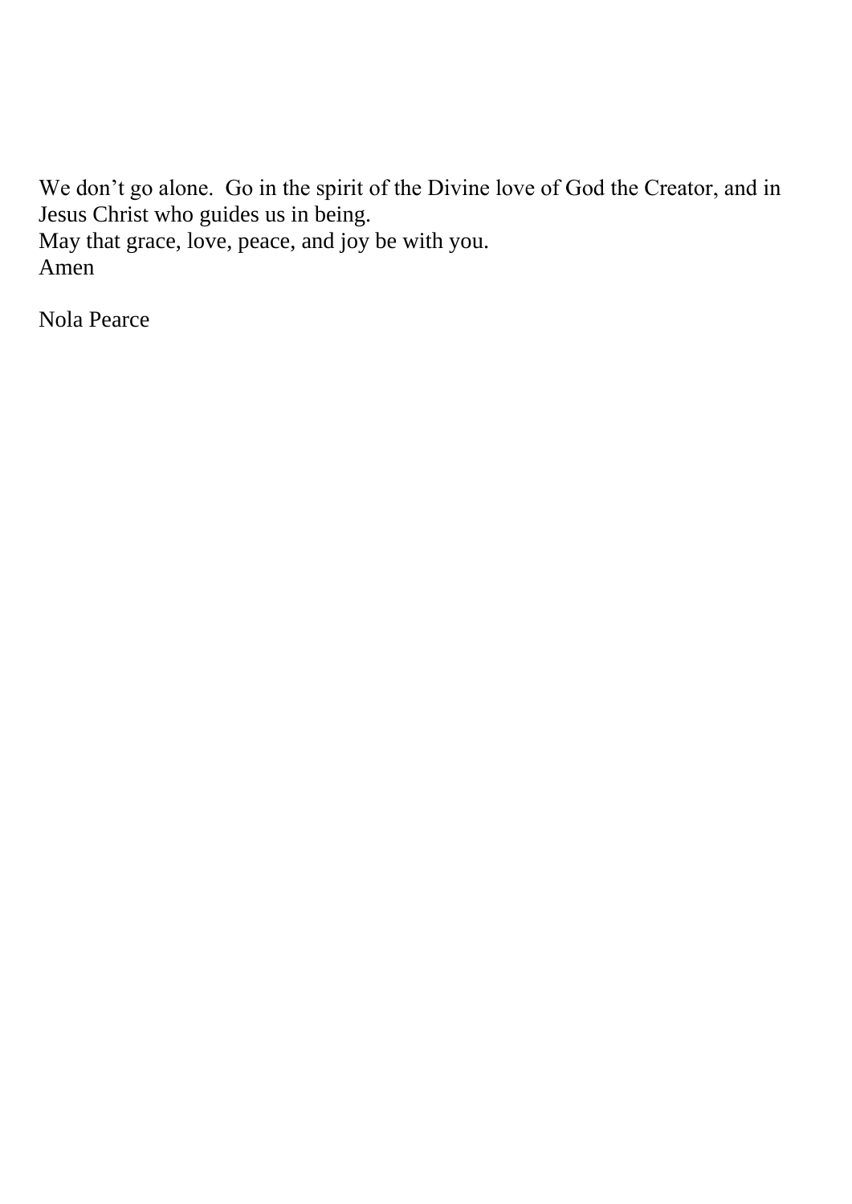We don’t go alone.  Go in the spirit of the Divine love of God the Creator, and in Jesus Christ who guides us in being.
May that grace, love, peace, and joy be with you.
Amen

Nola Pearce